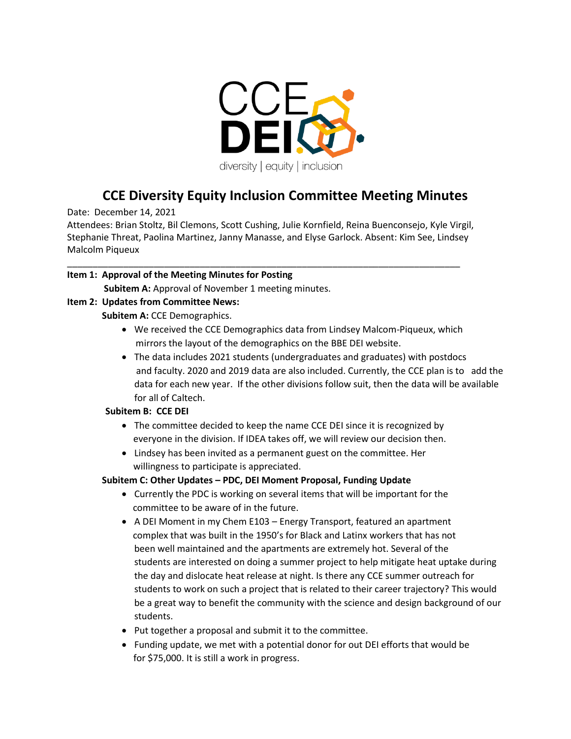CCE
DEI
diversity | equity | inclusion

# CCE Diversity Equity Inclusion Committee Meeting Minutes

Date: December 14, 2021

Attendees: Brian Stoltz, Bil Clemons, Scott Cushing, Julie Kornfield, Reina Buenconsejo, Kyle Virgil, Stephanie Threat, Paolina Martinez, Janny Manasse, and Elyse Garlock. Absent: Kim See, Lindsey Malcolm Piqueux

---

**Item 1: Approval of the Meeting Minutes for Posting**

**Subitem A:** Approval of November 1 meeting minutes.

**Item 2: Updates from Committee News:**

**Subitem A:** CCE Demographics.

- We received the CCE Demographics data from Lindsey Malcom-Piqueux, which mirrors the layout of the demographics on the BBE DEI website.
- The data includes 2021 students (undergraduates and graduates) with postdocs and faculty. 2020 and 2019 data are also included. Currently, the CCE plan is to add the data for each new year. If the other divisions follow suit, then the data will be available for all of Caltech.

**Subitem B: CCE DEI**

- The committee decided to keep the name CCE DEI since it is recognized by everyone in the division. If IDEA takes off, we will review our decision then.
- Lindsey has been invited as a permanent guest on the committee. Her willingness to participate is appreciated.

**Subitem C: Other Updates – PDC, DEI Moment Proposal, Funding Update**

- Currently the PDC is working on several items that will be important for the committee to be aware of in the future.
- A DEI Moment in my Chem E103 – Energy Transport, featured an apartment complex that was built in the 1950's for Black and Latinx workers that has not been well maintained and the apartments are extremely hot. Several of the students are interested on doing a summer project to help mitigate heat uptake during the day and dislocate heat release at night. Is there any CCE summer outreach for students to work on such a project that is related to their career trajectory? This would be a great way to benefit the community with the science and design background of our students.
- Put together a proposal and submit it to the committee.
- Funding update, we met with a potential donor for out DEI efforts that would be for $75,000. It is still a work in progress.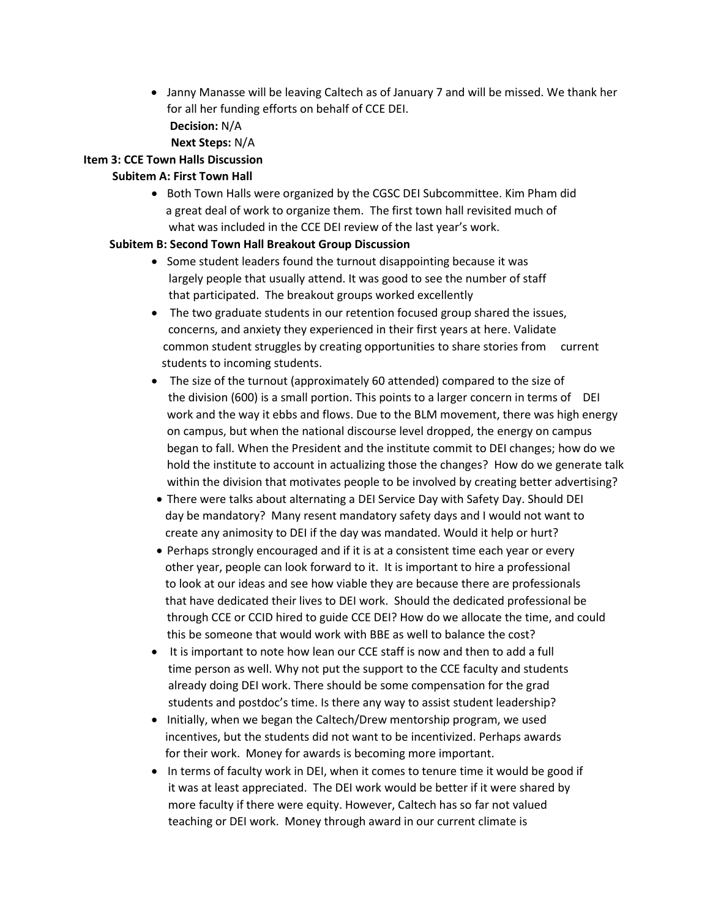- Janny Manasse will be leaving Caltech as of January 7 and will be missed. We thank her for all her funding efforts on behalf of CCE DEI.
  **Decision:** N/A
  **Next Steps:** N/A

**Item 3: CCE Town Halls Discussion**

**Subitem A: First Town Hall**

- Both Town Halls were organized by the CGSC DEI Subcommittee. Kim Pham did a great deal of work to organize them. The first town hall revisited much of what was included in the CCE DEI review of the last year's work.

**Subitem B: Second Town Hall Breakout Group Discussion**

- Some student leaders found the turnout disappointing because it was largely people that usually attend. It was good to see the number of staff that participated. The breakout groups worked excellently
- The two graduate students in our retention focused group shared the issues, concerns, and anxiety they experienced in their first years at here. Validate common student struggles by creating opportunities to share stories from current students to incoming students.
- The size of the turnout (approximately 60 attended) compared to the size of the division (600) is a small portion. This points to a larger concern in terms of DEI work and the way it ebbs and flows. Due to the BLM movement, there was high energy on campus, but when the national discourse level dropped, the energy on campus began to fall. When the President and the institute commit to DEI changes; how do we hold the institute to account in actualizing those the changes? How do we generate talk within the division that motivates people to be involved by creating better advertising?
- There were talks about alternating a DEI Service Day with Safety Day. Should DEI day be mandatory? Many resent mandatory safety days and I would not want to create any animosity to DEI if the day was mandated. Would it help or hurt?
- Perhaps strongly encouraged and if it is at a consistent time each year or every other year, people can look forward to it. It is important to hire a professional to look at our ideas and see how viable they are because there are professionals that have dedicated their lives to DEI work. Should the dedicated professional be through CCE or CCID hired to guide CCE DEI? How do we allocate the time, and could this be someone that would work with BBE as well to balance the cost?
- It is important to note how lean our CCE staff is now and then to add a full time person as well. Why not put the support to the CCE faculty and students already doing DEI work. There should be some compensation for the grad students and postdoc's time. Is there any way to assist student leadership?
- Initially, when we began the Caltech/Drew mentorship program, we used incentives, but the students did not want to be incentivized. Perhaps awards for their work. Money for awards is becoming more important.
- In terms of faculty work in DEI, when it comes to tenure time it would be good if it was at least appreciated. The DEI work would be better if it were shared by more faculty if there were equity. However, Caltech has so far not valued teaching or DEI work. Money through award in our current climate is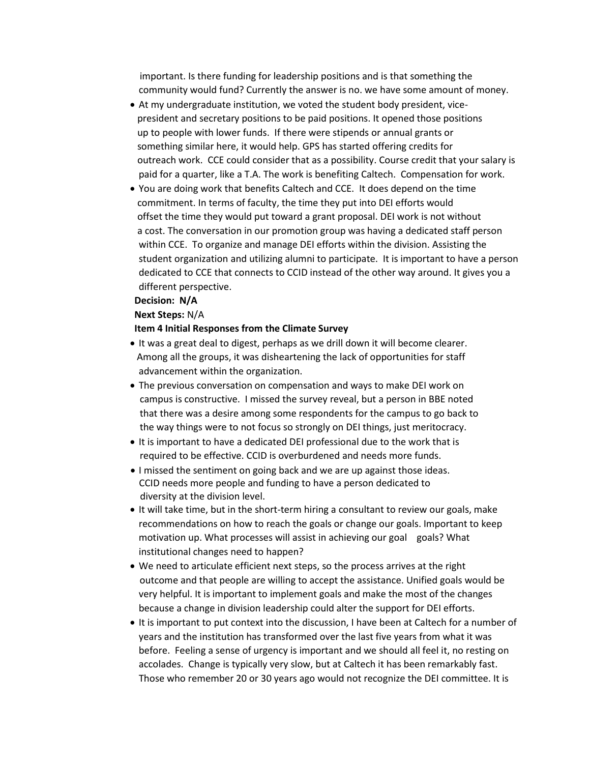important. Is there funding for leadership positions and is that something the community would fund? Currently the answer is no. we have some amount of money.

- At my undergraduate institution, we voted the student body president, vice-president and secretary positions to be paid positions. It opened those positions up to people with lower funds. If there were stipends or annual grants or something similar here, it would help. GPS has started offering credits for outreach work. CCE could consider that as a possibility. Course credit that your salary is paid for a quarter, like a T.A. The work is benefiting Caltech. Compensation for work.
- You are doing work that benefits Caltech and CCE. It does depend on the time commitment. In terms of faculty, the time they put into DEI efforts would offset the time they would put toward a grant proposal. DEI work is not without a cost. The conversation in our promotion group was having a dedicated staff person within CCE. To organize and manage DEI efforts within the division. Assisting the student organization and utilizing alumni to participate. It is important to have a person dedicated to CCE that connects to CCID instead of the other way around. It gives you a different perspective.

**Decision: N/A**

**Next Steps:** N/A

**Item 4 Initial Responses from the Climate Survey**

- It was a great deal to digest, perhaps as we drill down it will become clearer. Among all the groups, it was disheartening the lack of opportunities for staff advancement within the organization.
- The previous conversation on compensation and ways to make DEI work on campus is constructive. I missed the survey reveal, but a person in BBE noted that there was a desire among some respondents for the campus to go back to the way things were to not focus so strongly on DEI things, just meritocracy.
- It is important to have a dedicated DEI professional due to the work that is required to be effective. CCID is overburdened and needs more funds.
- I missed the sentiment on going back and we are up against those ideas. CCID needs more people and funding to have a person dedicated to diversity at the division level.
- It will take time, but in the short-term hiring a consultant to review our goals, make recommendations on how to reach the goals or change our goals. Important to keep motivation up. What processes will assist in achieving our goal goals? What institutional changes need to happen?
- We need to articulate efficient next steps, so the process arrives at the right outcome and that people are willing to accept the assistance. Unified goals would be very helpful. It is important to implement goals and make the most of the changes because a change in division leadership could alter the support for DEI efforts.
- It is important to put context into the discussion, I have been at Caltech for a number of years and the institution has transformed over the last five years from what it was before. Feeling a sense of urgency is important and we should all feel it, no resting on accolades. Change is typically very slow, but at Caltech it has been remarkably fast. Those who remember 20 or 30 years ago would not recognize the DEI committee. It is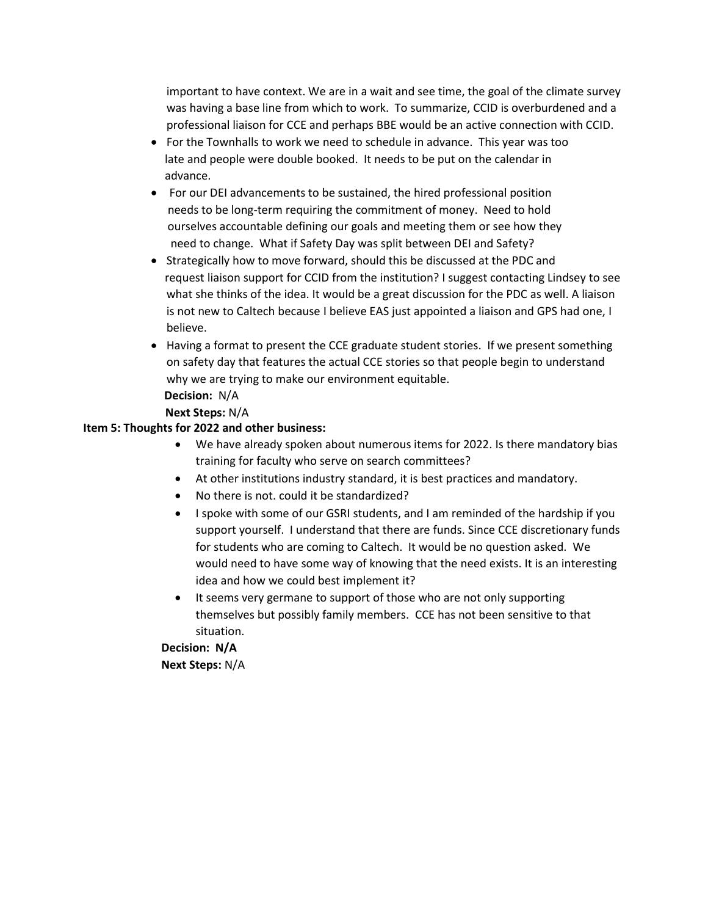important to have context. We are in a wait and see time, the goal of the climate survey was having a base line from which to work. To summarize, CCID is overburdened and a professional liaison for CCE and perhaps BBE would be an active connection with CCID.

- For the Townhalls to work we need to schedule in advance. This year was too late and people were double booked. It needs to be put on the calendar in advance.
- For our DEI advancements to be sustained, the hired professional position needs to be long-term requiring the commitment of money. Need to hold ourselves accountable defining our goals and meeting them or see how they need to change. What if Safety Day was split between DEI and Safety?
- Strategically how to move forward, should this be discussed at the PDC and request liaison support for CCID from the institution? I suggest contacting Lindsey to see what she thinks of the idea. It would be a great discussion for the PDC as well. A liaison is not new to Caltech because I believe EAS just appointed a liaison and GPS had one, I believe.
- Having a format to present the CCE graduate student stories. If we present something on safety day that features the actual CCE stories so that people begin to understand why we are trying to make our environment equitable.

**Decision:** N/A

**Next Steps:** N/A

**Item 5: Thoughts for 2022 and other business:**

- We have already spoken about numerous items for 2022. Is there mandatory bias training for faculty who serve on search committees?
- At other institutions industry standard, it is best practices and mandatory.
- No there is not. could it be standardized?
- I spoke with some of our GSRI students, and I am reminded of the hardship if you support yourself. I understand that there are funds. Since CCE discretionary funds for students who are coming to Caltech. It would be no question asked. We would need to have some way of knowing that the need exists. It is an interesting idea and how we could best implement it?
- It seems very germane to support of those who are not only supporting themselves but possibly family members. CCE has not been sensitive to that situation.

**Decision: N/A**

**Next Steps:** N/A